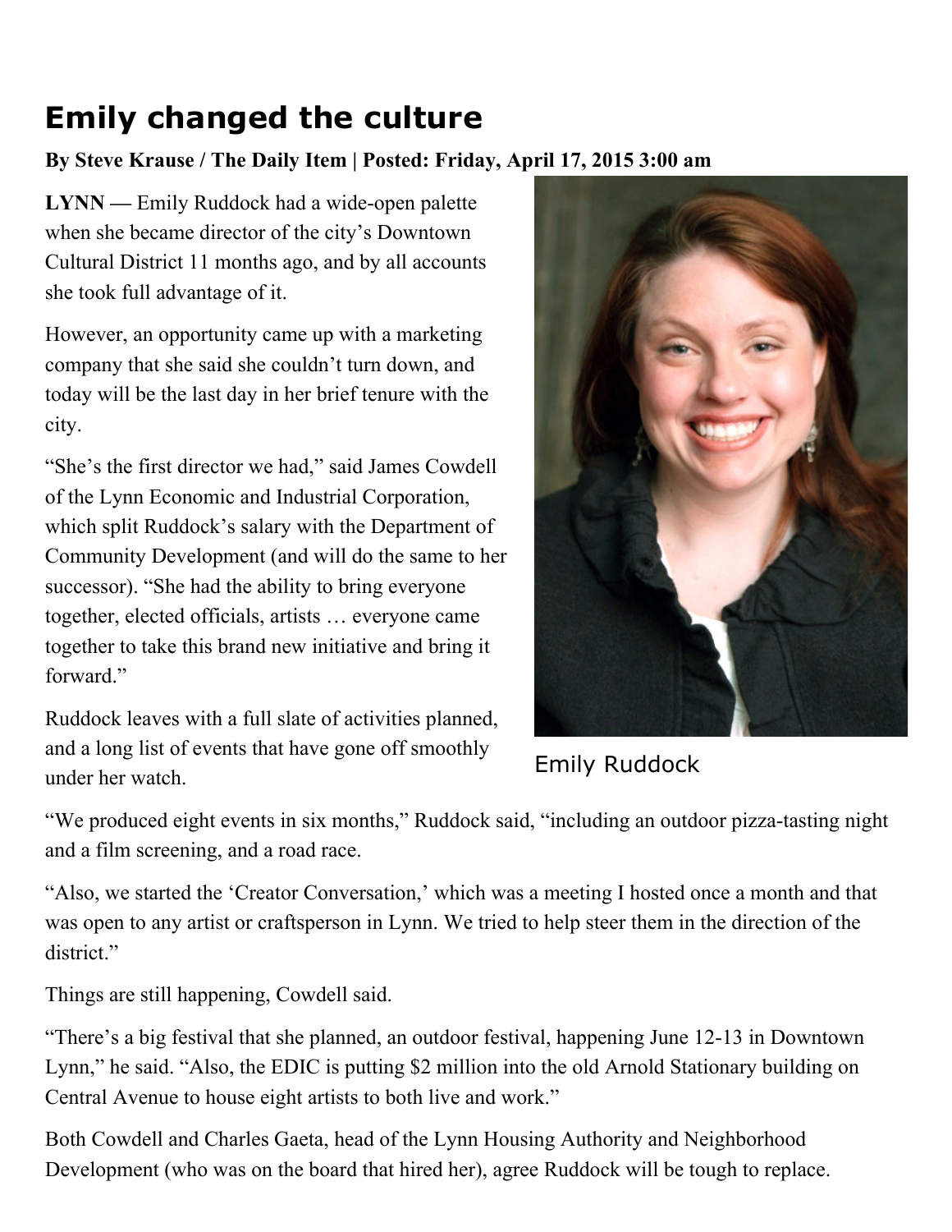# Emily changed the culture

**By Steve Krause / The Daily Item | Posted: Friday, April 17, 2015 3:00 am**

**LYNN —** Emily Ruddock had a wide-open palette when she became director of the city's Downtown Cultural District 11 months ago, and by all accounts she took full advantage of it.

However, an opportunity came up with a marketing company that she said she couldn't turn down, and today will be the last day in her brief tenure with the city.

"She's the first director we had," said James Cowdell of the Lynn Economic and Industrial Corporation, which split Ruddock's salary with the Department of Community Development (and will do the same to her successor). "She had the ability to bring everyone together, elected officials, artists … everyone came together to take this brand new initiative and bring it forward."

Ruddock leaves with a full slate of activities planned, and a long list of events that have gone off smoothly under her watch.

Emily Ruddock

"We produced eight events in six months," Ruddock said, "including an outdoor pizza-tasting night and a film screening, and a road race.

"Also, we started the 'Creator Conversation,' which was a meeting I hosted once a month and that was open to any artist or craftsperson in Lynn. We tried to help steer them in the direction of the district."

Things are still happening, Cowdell said.

"There's a big festival that she planned, an outdoor festival, happening June 12-13 in Downtown Lynn," he said. "Also, the EDIC is putting $2 million into the old Arnold Stationary building on Central Avenue to house eight artists to both live and work."

Both Cowdell and Charles Gaeta, head of the Lynn Housing Authority and Neighborhood Development (who was on the board that hired her), agree Ruddock will be tough to replace.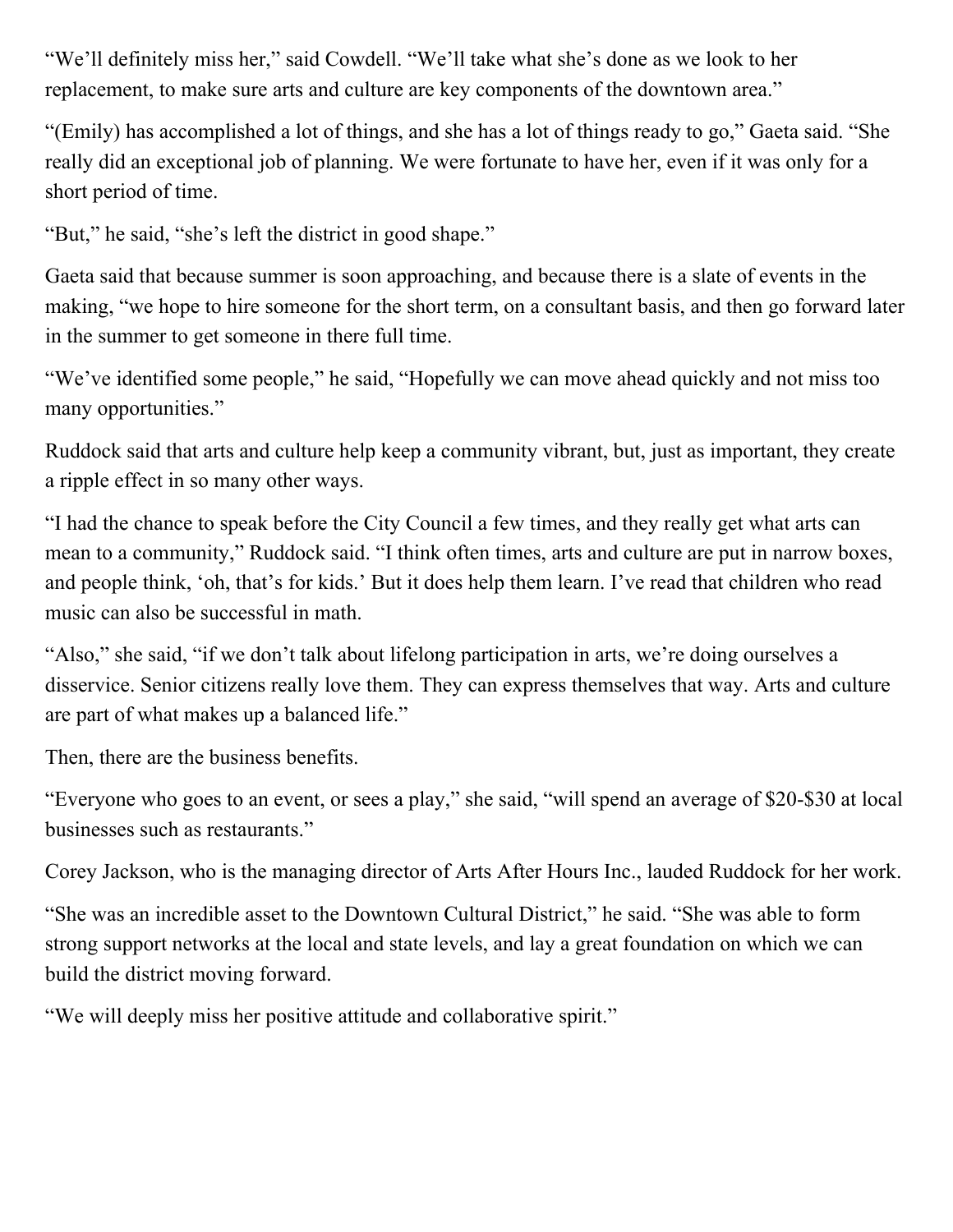"We'll definitely miss her," said Cowdell. "We'll take what she's done as we look to her replacement, to make sure arts and culture are key components of the downtown area."

"(Emily) has accomplished a lot of things, and she has a lot of things ready to go," Gaeta said. "She really did an exceptional job of planning. We were fortunate to have her, even if it was only for a short period of time.

"But," he said, "she's left the district in good shape."

Gaeta said that because summer is soon approaching, and because there is a slate of events in the making, "we hope to hire someone for the short term, on a consultant basis, and then go forward later in the summer to get someone in there full time.

"We've identified some people," he said, "Hopefully we can move ahead quickly and not miss too many opportunities."

Ruddock said that arts and culture help keep a community vibrant, but, just as important, they create a ripple effect in so many other ways.

"I had the chance to speak before the City Council a few times, and they really get what arts can mean to a community," Ruddock said. "I think often times, arts and culture are put in narrow boxes, and people think, 'oh, that's for kids.' But it does help them learn. I've read that children who read music can also be successful in math.

"Also," she said, "if we don't talk about lifelong participation in arts, we're doing ourselves a disservice. Senior citizens really love them. They can express themselves that way. Arts and culture are part of what makes up a balanced life."

Then, there are the business benefits.

"Everyone who goes to an event, or sees a play," she said, "will spend an average of $20-$30 at local businesses such as restaurants."

Corey Jackson, who is the managing director of Arts After Hours Inc., lauded Ruddock for her work.

"She was an incredible asset to the Downtown Cultural District," he said. "She was able to form strong support networks at the local and state levels, and lay a great foundation on which we can build the district moving forward.

"We will deeply miss her positive attitude and collaborative spirit."